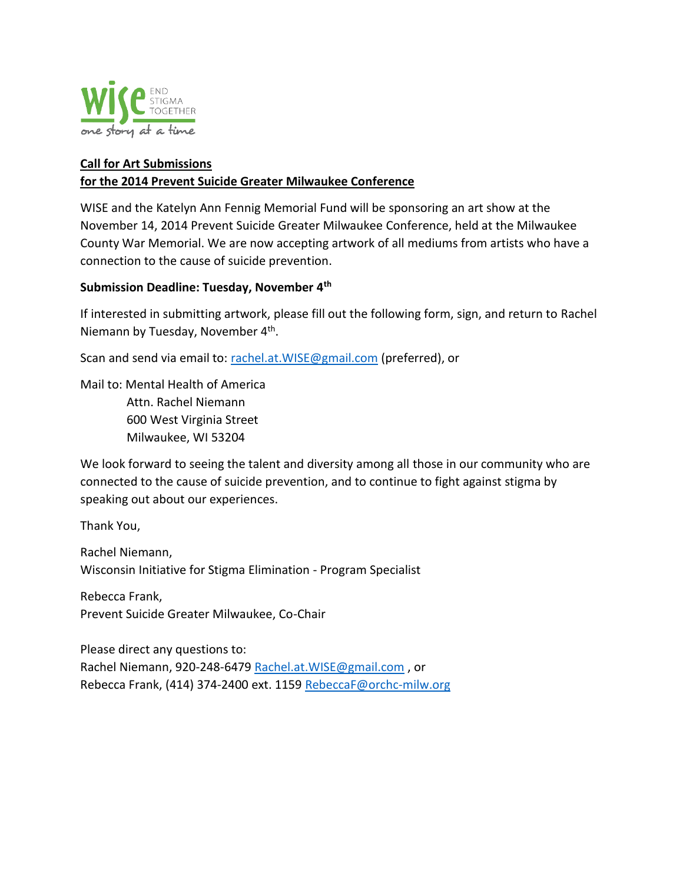wise END STIGMA TOGETHER

*one story at a time*

**Call for Art Submissions**
**for the 2014 Prevent Suicide Greater Milwaukee Conference**

WISE and the Katelyn Ann Fennig Memorial Fund will be sponsoring an art show at the November 14, 2014 Prevent Suicide Greater Milwaukee Conference, held at the Milwaukee County War Memorial. We are now accepting artwork of all mediums from artists who have a connection to the cause of suicide prevention.

**Submission Deadline: Tuesday, November 4th**

If interested in submitting artwork, please fill out the following form, sign, and return to Rachel Niemann by Tuesday, November 4th.

Scan and send via email to: rachel.at.WISE@gmail.com (preferred), or

Mail to: Mental Health of America
Attn. Rachel Niemann
600 West Virginia Street
Milwaukee, WI 53204

We look forward to seeing the talent and diversity among all those in our community who are connected to the cause of suicide prevention, and to continue to fight against stigma by speaking out about our experiences.

Thank You,

Rachel Niemann,
Wisconsin Initiative for Stigma Elimination - Program Specialist

Rebecca Frank,
Prevent Suicide Greater Milwaukee, Co-Chair

Please direct any questions to:
Rachel Niemann, 920-248-6479 Rachel.at.WISE@gmail.com , or
Rebecca Frank, (414) 374-2400 ext. 1159 RebeccaF@orchc-milw.org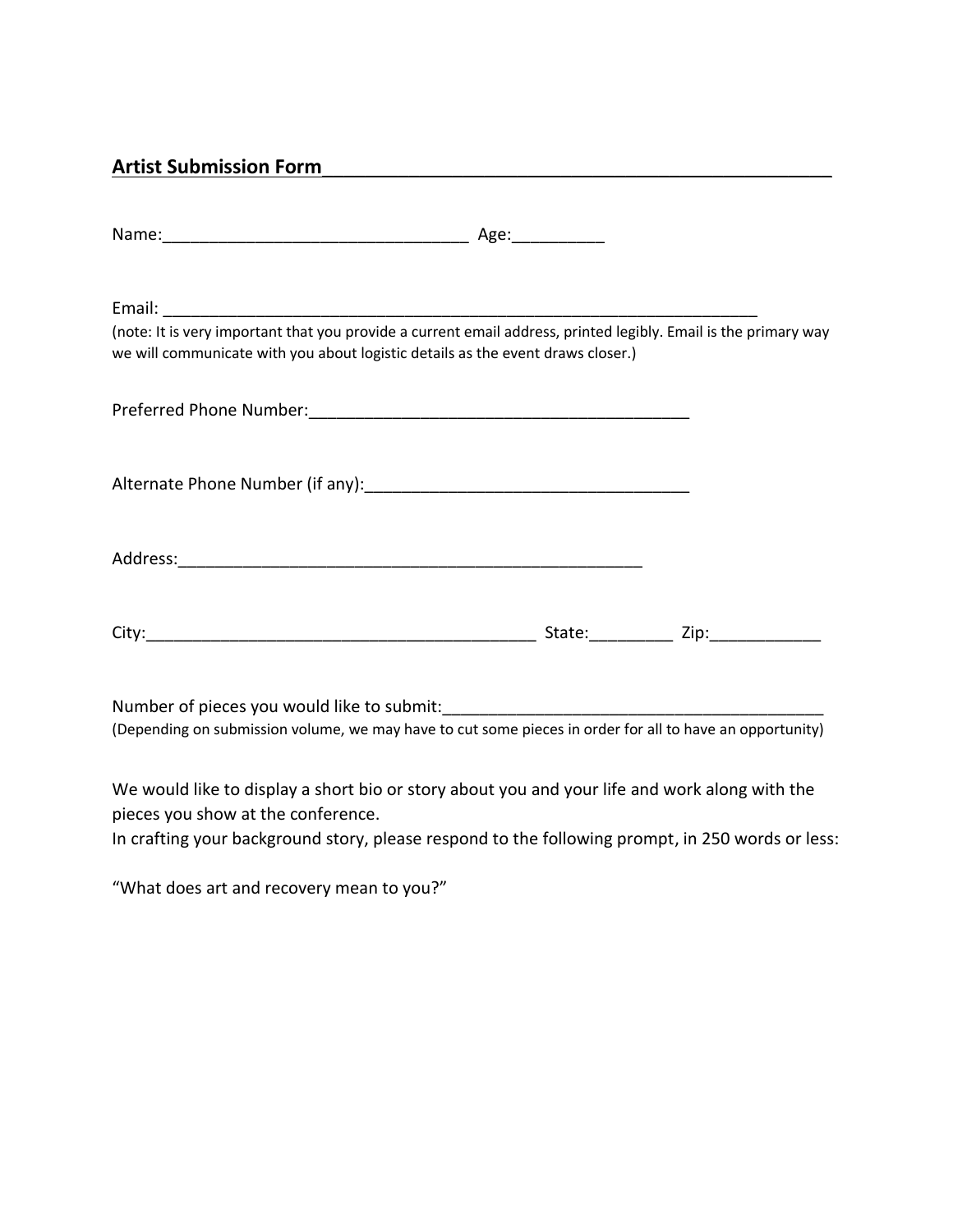## Artist Submission Form

Name:________________________________ Age:__________

Email: ____________________________________________________________________

(note: It is very important that you provide a current email address, printed legibly. Email is the primary way we will communicate with you about logistic details as the event draws closer.)

Preferred Phone Number:__________________________________________

Alternate Phone Number (if any):___________________________________

Address:____________________________________________________

City:___________________________________________ State:_________ Zip:____________

Number of pieces you would like to submit:_________________________________________

(Depending on submission volume, we may have to cut some pieces in order for all to have an opportunity)

We would like to display a short bio or story about you and your life and work along with the pieces you show at the conference.
In crafting your background story, please respond to the following prompt, in 250 words or less:

"What does art and recovery mean to you?"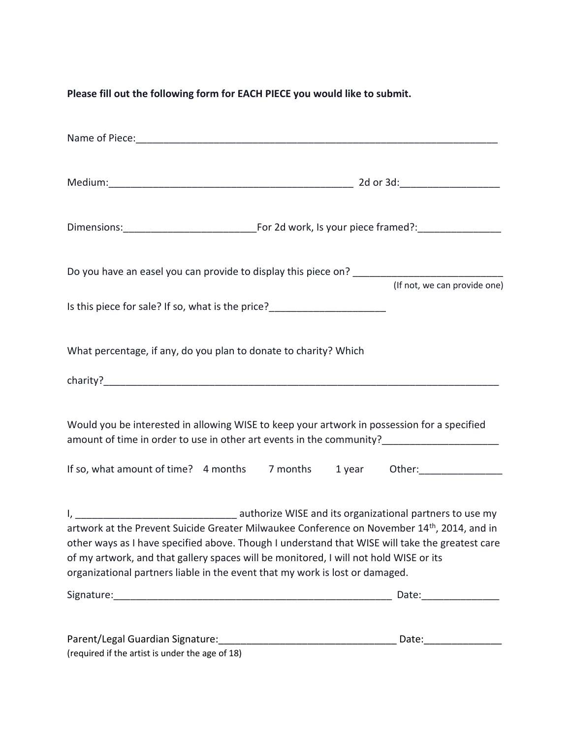**Please fill out the following form for EACH PIECE you would like to submit.**

Name of Piece:_________________________________________________________________

Medium:___________________________________________ 2d or 3d:_________________

Dimensions:________________________For 2d work, Is your piece framed?:______________

Do you have an easel you can provide to display this piece on? __________________________
(If not, we can provide one)

Is this piece for sale? If so, what is the price?____________________

What percentage, if any, do you plan to donate to charity? Which

charity?______________________________________________________________________

Would you be interested in allowing WISE to keep your artwork in possession for a specified amount of time in order to use in other art events in the community?____________________

If so, what amount of time? 4 months 7 months 1 year Other:______________

I, ____________________________ authorize WISE and its organizational partners to use my artwork at the Prevent Suicide Greater Milwaukee Conference on November 14th, 2014, and in other ways as I have specified above. Though I understand that WISE will take the greatest care of my artwork, and that gallery spaces will be monitored, I will not hold WISE or its organizational partners liable in the event that my work is lost or damaged.

Signature:__________________________________________________ Date:_____________

Parent/Legal Guardian Signature:________________________________ Date:_____________
(required if the artist is under the age of 18)